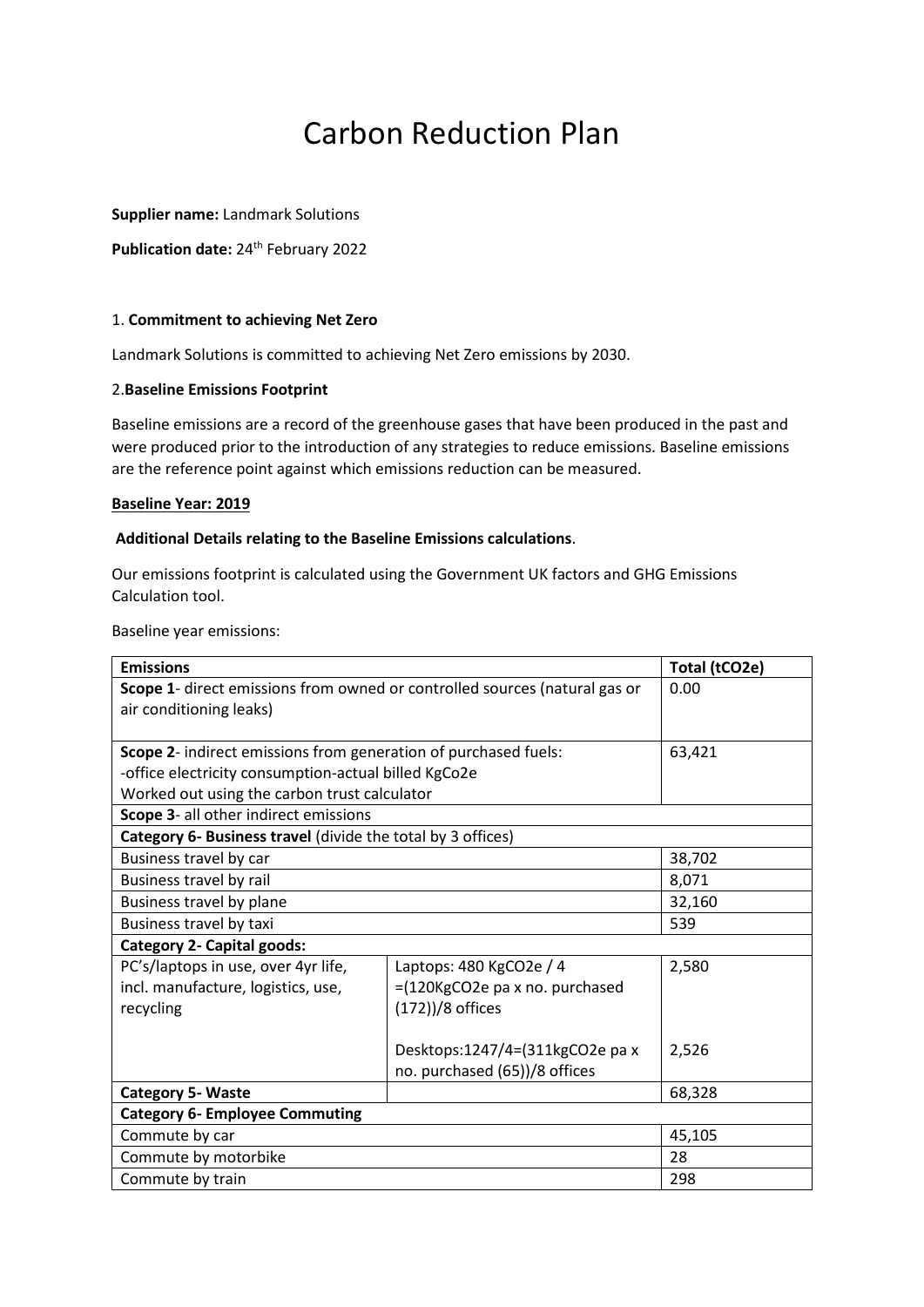# Carbon Reduction Plan

**Supplier name:** Landmark Solutions

**Publication date:** 24th February 2022

1. **Commitment to achieving Net Zero**

Landmark Solutions is committed to achieving Net Zero emissions by 2030.

2. **Baseline Emissions Footprint**

Baseline emissions are a record of the greenhouse gases that have been produced in the past and were produced prior to the introduction of any strategies to reduce emissions. Baseline emissions are the reference point against which emissions reduction can be measured.

**Baseline Year: 2019**

**Additional Details relating to the Baseline Emissions calculations**.

Our emissions footprint is calculated using the Government UK factors and GHG Emissions Calculation tool.

Baseline year emissions:

| **Emissions** | | **Total (tCO2e)** |
|---|---|---|
| **Scope 1**- direct emissions from owned or controlled sources (natural gas or air conditioning leaks) | | 0.00 |
| **Scope 2**- indirect emissions from generation of purchased fuels:<br>-office electricity consumption-actual billed KgCo2e<br>Worked out using the carbon trust calculator | | 63,421 |
| **Scope 3**- all other indirect emissions | | |
| **Category 6- Business travel** (divide the total by 3 offices) | | |
| Business travel by car | | 38,702 |
| Business travel by rail | | 8,071 |
| Business travel by plane | | 32,160 |
| Business travel by taxi | | 539 |
| **Category 2- Capital goods:** | | |
| PC's/laptops in use, over 4yr life, incl. manufacture, logistics, use, recycling | Laptops: 480 KgCO2e / 4 =(120KgCO2e pa x no. purchased (172))/8 offices | 2,580 |
| | Desktops:1247/4=(311kgCO2e pa x no. purchased (65))/8 offices | 2,526 |
| **Category 5- Waste** | | 68,328 |
| **Category 6- Employee Commuting** | | |
| Commute by car | | 45,105 |
| Commute by motorbike | | 28 |
| Commute by train | | 298 |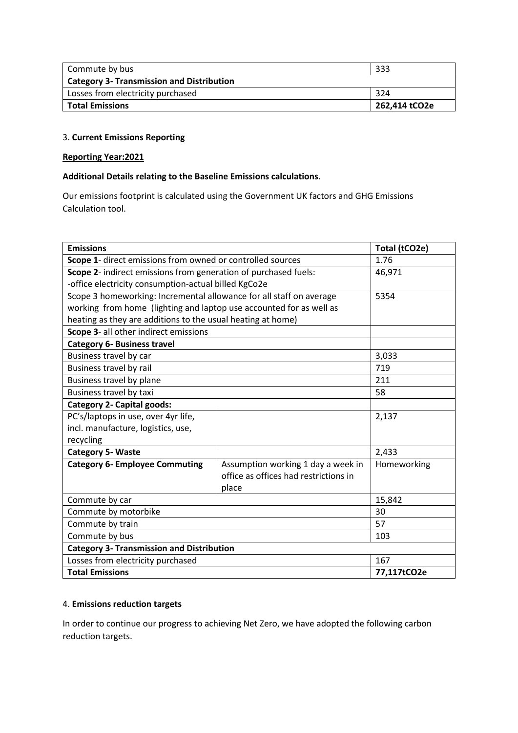| Commute by bus | 333 |
|---|---|
| **Category 3- Transmission and Distribution** | |
| Losses from electricity purchased | 324 |
| **Total Emissions** | **262,414 tCO2e** |

3. **Current Emissions Reporting**

**Reporting Year:2021**

**Additional Details relating to the Baseline Emissions calculations**.

Our emissions footprint is calculated using the Government UK factors and GHG Emissions Calculation tool.

| **Emissions** | | **Total (tCO2e)** |
|---|---|---|
| **Scope 1**- direct emissions from owned or controlled sources | | 1.76 |
| **Scope 2**- indirect emissions from generation of purchased fuels: -office electricity consumption-actual billed KgCo2e | | 46,971 |
| Scope 3 homeworking: Incremental allowance for all staff on average working from home (lighting and laptop use accounted for as well as heating as they are additions to the usual heating at home) | | 5354 |
| **Scope 3**- all other indirect emissions | | |
| **Category 6- Business travel** | | |
| Business travel by car | | 3,033 |
| Business travel by rail | | 719 |
| Business travel by plane | | 211 |
| Business travel by taxi | | 58 |
| **Category 2- Capital goods:** | | |
| PC's/laptops in use, over 4yr life, incl. manufacture, logistics, use, recycling | | 2,137 |
| **Category 5- Waste** | | 2,433 |
| **Category 6- Employee Commuting** | Assumption working 1 day a week in office as offices had restrictions in place | Homeworking |
| Commute by car | | 15,842 |
| Commute by motorbike | | 30 |
| Commute by train | | 57 |
| Commute by bus | | 103 |
| **Category 3- Transmission and Distribution** | | |
| Losses from electricity purchased | | 167 |
| **Total Emissions** | | **77,117tCO2e** |

4. **Emissions reduction targets**

In order to continue our progress to achieving Net Zero, we have adopted the following carbon reduction targets.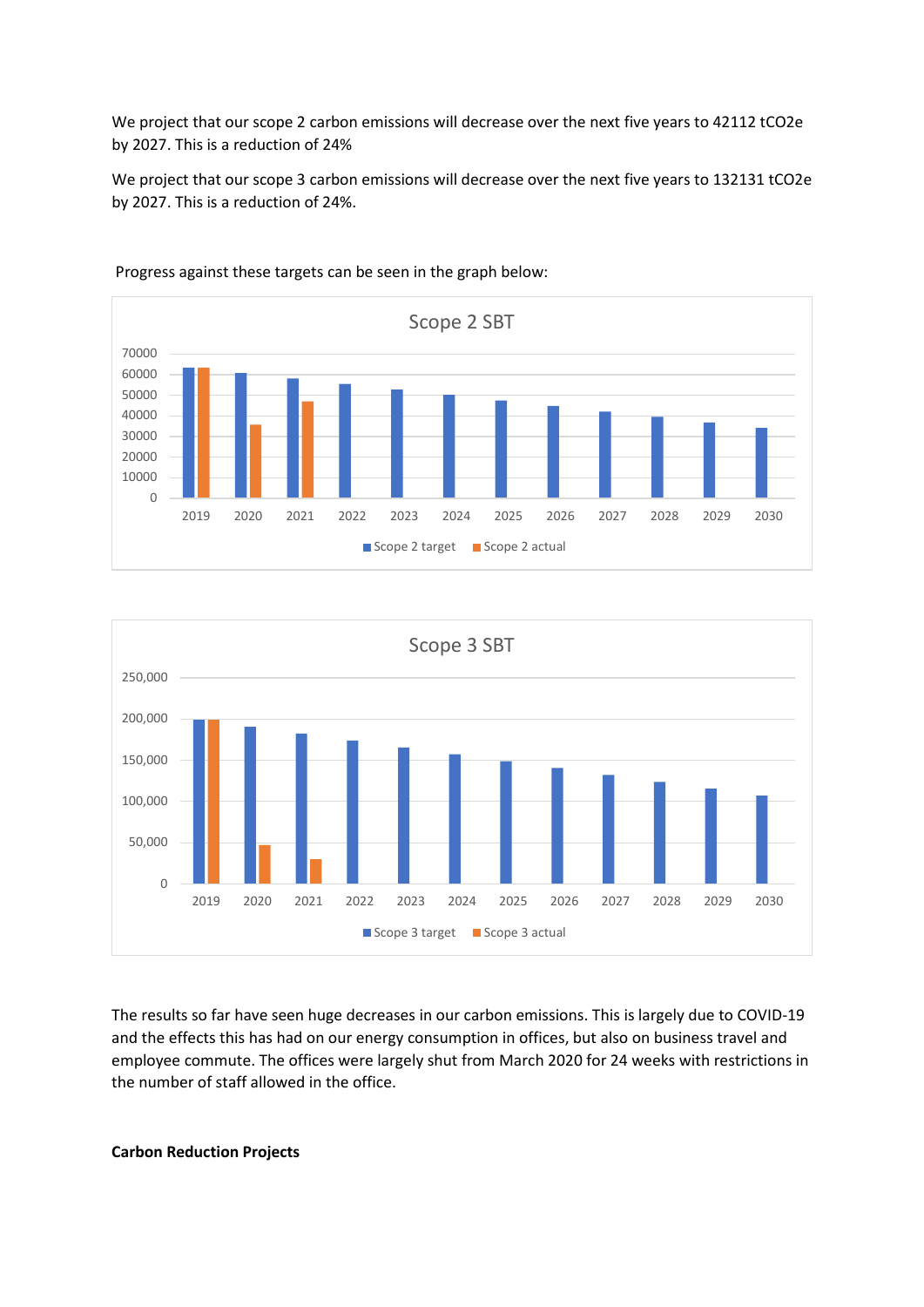We project that our scope 2 carbon emissions will decrease over the next five years to 42112 tCO2e by 2027. This is a reduction of 24%

We project that our scope 3 carbon emissions will decrease over the next five years to 132131 tCO2e by 2027. This is a reduction of 24%.

Progress against these targets can be seen in the graph below:

The results so far have seen huge decreases in our carbon emissions. This is largely due to COVID-19 and the effects this has had on our energy consumption in offices, but also on business travel and employee commute. The offices were largely shut from March 2020 for 24 weeks with restrictions in the number of staff allowed in the office.

**Carbon Reduction Projects**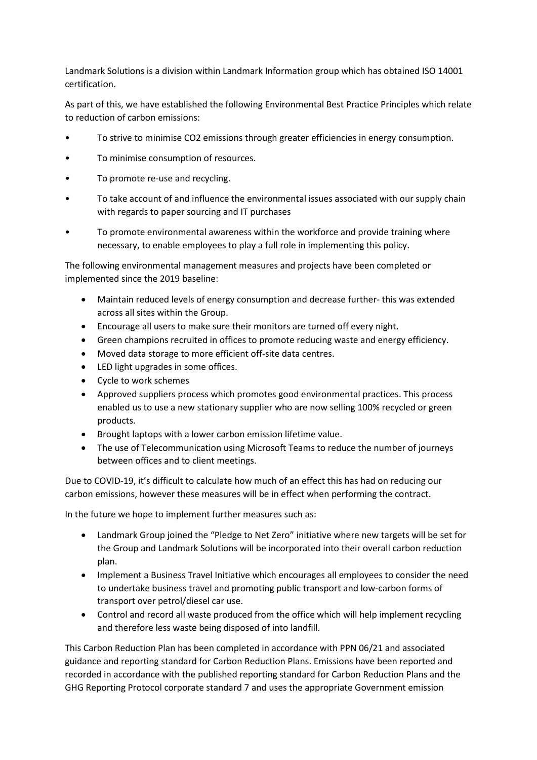Landmark Solutions is a division within Landmark Information group which has obtained ISO 14001 certification.

As part of this, we have established the following Environmental Best Practice Principles which relate to reduction of carbon emissions:

- To strive to minimise $CO_2$ emissions through greater efficiencies in energy consumption.
- To minimise consumption of resources.
- To promote re-use and recycling.
- To take account of and influence the environmental issues associated with our supply chain with regards to paper sourcing and IT purchases
- To promote environmental awareness within the workforce and provide training where necessary, to enable employees to play a full role in implementing this policy.

The following environmental management measures and projects have been completed or implemented since the 2019 baseline:

- Maintain reduced levels of energy consumption and decrease further- this was extended across all sites within the Group.
- Encourage all users to make sure their monitors are turned off every night.
- Green champions recruited in offices to promote reducing waste and energy efficiency.
- Moved data storage to more efficient off-site data centres.
- LED light upgrades in some offices.
- Cycle to work schemes
- Approved suppliers process which promotes good environmental practices. This process enabled us to use a new stationary supplier who are now selling 100% recycled or green products.
- Brought laptops with a lower carbon emission lifetime value.
- The use of Telecommunication using Microsoft Teams to reduce the number of journeys between offices and to client meetings.

Due to COVID-19, it's difficult to calculate how much of an effect this has had on reducing our carbon emissions, however these measures will be in effect when performing the contract.

In the future we hope to implement further measures such as:

- Landmark Group joined the "Pledge to Net Zero" initiative where new targets will be set for the Group and Landmark Solutions will be incorporated into their overall carbon reduction plan.
- Implement a Business Travel Initiative which encourages all employees to consider the need to undertake business travel and promoting public transport and low-carbon forms of transport over petrol/diesel car use.
- Control and record all waste produced from the office which will help implement recycling and therefore less waste being disposed of into landfill.

This Carbon Reduction Plan has been completed in accordance with PPN 06/21 and associated guidance and reporting standard for Carbon Reduction Plans. Emissions have been reported and recorded in accordance with the published reporting standard for Carbon Reduction Plans and the GHG Reporting Protocol corporate standard 7 and uses the appropriate Government emission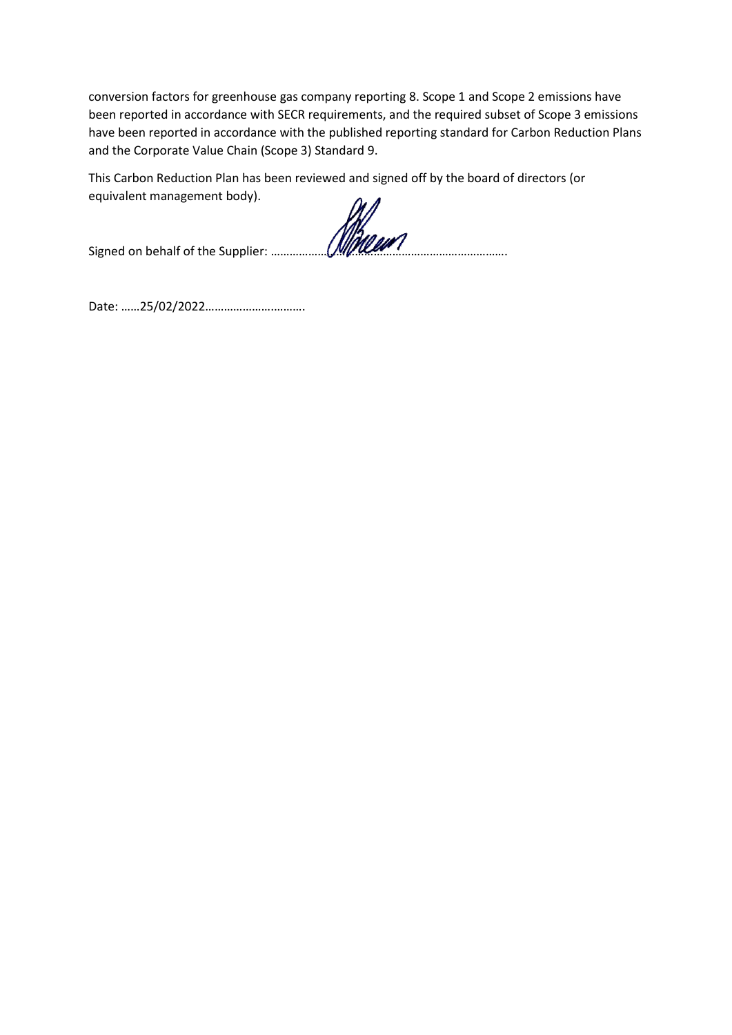conversion factors for greenhouse gas company reporting 8. Scope 1 and Scope 2 emissions have been reported in accordance with SECR requirements, and the required subset of Scope 3 emissions have been reported in accordance with the published reporting standard for Carbon Reduction Plans and the Corporate Value Chain (Scope 3) Standard 9.

This Carbon Reduction Plan has been reviewed and signed off by the board of directors (or equivalent management body).

Signed on behalf of the Supplier: ………………………………………………………………………….

Date: ……25/02/2022………………………….